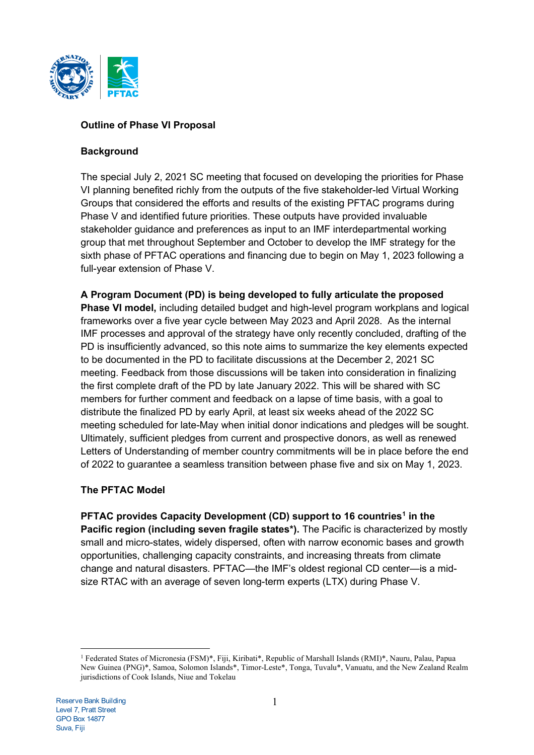**Outline of Phase VI Proposal**

**Background**

The special July 2, 2021 SC meeting that focused on developing the priorities for Phase VI planning benefited richly from the outputs of the five stakeholder-led Virtual Working Groups that considered the efforts and results of the existing PFTAC programs during Phase V and identified future priorities. These outputs have provided invaluable stakeholder guidance and preferences as input to an IMF interdepartmental working group that met throughout September and October to develop the IMF strategy for the sixth phase of PFTAC operations and financing due to begin on May 1, 2023 following a full-year extension of Phase V.

**A Program Document (PD) is being developed to fully articulate the proposed Phase VI model,** including detailed budget and high-level program workplans and logical frameworks over a five year cycle between May 2023 and April 2028. As the internal IMF processes and approval of the strategy have only recently concluded, drafting of the PD is insufficiently advanced, so this note aims to summarize the key elements expected to be documented in the PD to facilitate discussions at the December 2, 2021 SC meeting. Feedback from those discussions will be taken into consideration in finalizing the first complete draft of the PD by late January 2022. This will be shared with SC members for further comment and feedback on a lapse of time basis, with a goal to distribute the finalized PD by early April, at least six weeks ahead of the 2022 SC meeting scheduled for late-May when initial donor indications and pledges will be sought. Ultimately, sufficient pledges from current and prospective donors, as well as renewed Letters of Understanding of member country commitments will be in place before the end of 2022 to guarantee a seamless transition between phase five and six on May 1, 2023.

**The PFTAC Model**

**PFTAC provides Capacity Development (CD) support to 16 countries[1] in the Pacific region (including seven fragile states*).** The Pacific is characterized by mostly small and micro-states, widely dispersed, often with narrow economic bases and growth opportunities, challenging capacity constraints, and increasing threats from climate change and natural disasters. PFTAC—the IMF's oldest regional CD center—is a mid-size RTAC with an average of seven long-term experts (LTX) during Phase V.

[1] Federated States of Micronesia (FSM)*, Fiji, Kiribati*, Republic of Marshall Islands (RMI)*, Nauru, Palau, Papua New Guinea (PNG)*, Samoa, Solomon Islands*, Timor-Leste*, Tonga, Tuvalu*, Vanuatu, and the New Zealand Realm jurisdictions of Cook Islands, Niue and Tokelau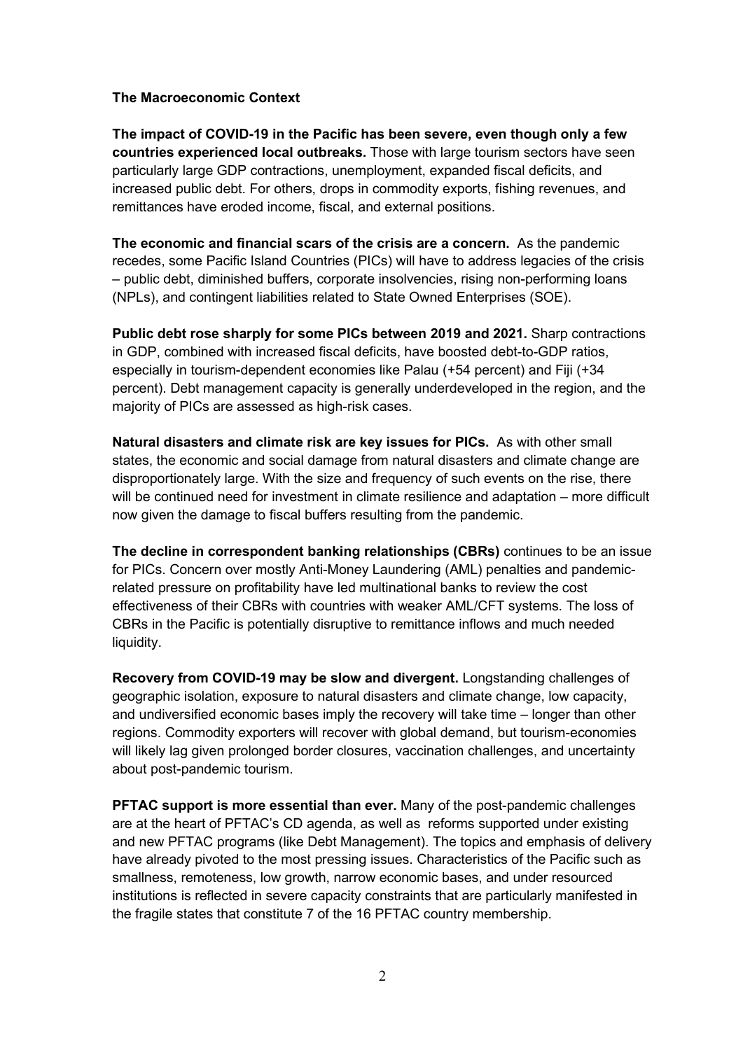**The Macroeconomic Context**

**The impact of COVID-19 in the Pacific has been severe, even though only a few countries experienced local outbreaks.** Those with large tourism sectors have seen particularly large GDP contractions, unemployment, expanded fiscal deficits, and increased public debt. For others, drops in commodity exports, fishing revenues, and remittances have eroded income, fiscal, and external positions.

**The economic and financial scars of the crisis are a concern.** As the pandemic recedes, some Pacific Island Countries (PICs) will have to address legacies of the crisis – public debt, diminished buffers, corporate insolvencies, rising non-performing loans (NPLs), and contingent liabilities related to State Owned Enterprises (SOE).

**Public debt rose sharply for some PICs between 2019 and 2021.** Sharp contractions in GDP, combined with increased fiscal deficits, have boosted debt-to-GDP ratios, especially in tourism-dependent economies like Palau (+54 percent) and Fiji (+34 percent). Debt management capacity is generally underdeveloped in the region, and the majority of PICs are assessed as high-risk cases.

**Natural disasters and climate risk are key issues for PICs.** As with other small states, the economic and social damage from natural disasters and climate change are disproportionately large. With the size and frequency of such events on the rise, there will be continued need for investment in climate resilience and adaptation – more difficult now given the damage to fiscal buffers resulting from the pandemic.

**The decline in correspondent banking relationships (CBRs)** continues to be an issue for PICs. Concern over mostly Anti-Money Laundering (AML) penalties and pandemic-related pressure on profitability have led multinational banks to review the cost effectiveness of their CBRs with countries with weaker AML/CFT systems. The loss of CBRs in the Pacific is potentially disruptive to remittance inflows and much needed liquidity.

**Recovery from COVID-19 may be slow and divergent.** Longstanding challenges of geographic isolation, exposure to natural disasters and climate change, low capacity, and undiversified economic bases imply the recovery will take time – longer than other regions. Commodity exporters will recover with global demand, but tourism-economies will likely lag given prolonged border closures, vaccination challenges, and uncertainty about post-pandemic tourism.

**PFTAC support is more essential than ever.** Many of the post-pandemic challenges are at the heart of PFTAC's CD agenda, as well as reforms supported under existing and new PFTAC programs (like Debt Management). The topics and emphasis of delivery have already pivoted to the most pressing issues. Characteristics of the Pacific such as smallness, remoteness, low growth, narrow economic bases, and under resourced institutions is reflected in severe capacity constraints that are particularly manifested in the fragile states that constitute 7 of the 16 PFTAC country membership.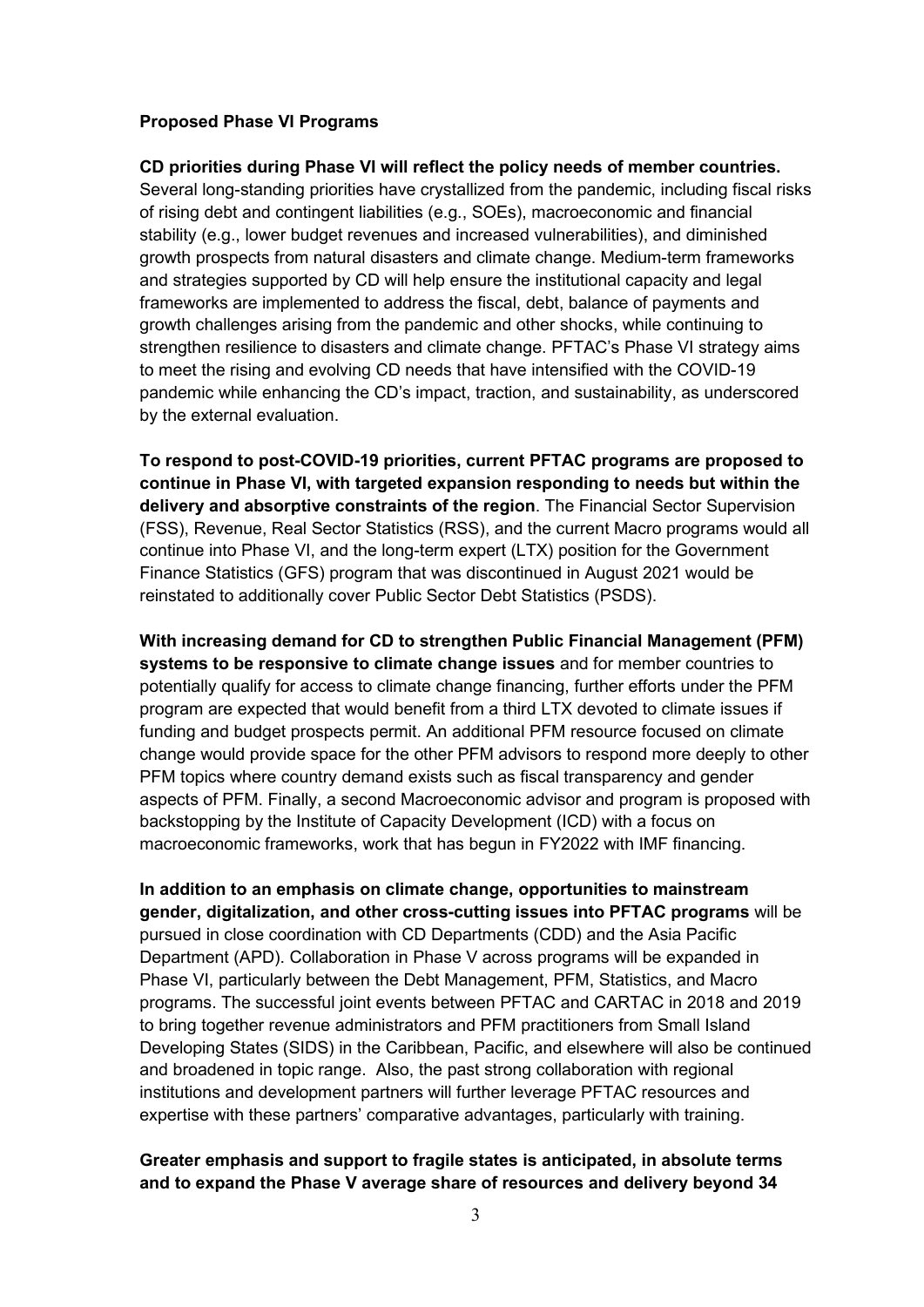**Proposed Phase VI Programs**

**CD priorities during Phase VI will reflect the policy needs of member countries.** Several long-standing priorities have crystallized from the pandemic, including fiscal risks of rising debt and contingent liabilities (e.g., SOEs), macroeconomic and financial stability (e.g., lower budget revenues and increased vulnerabilities), and diminished growth prospects from natural disasters and climate change. Medium-term frameworks and strategies supported by CD will help ensure the institutional capacity and legal frameworks are implemented to address the fiscal, debt, balance of payments and growth challenges arising from the pandemic and other shocks, while continuing to strengthen resilience to disasters and climate change. PFTAC's Phase VI strategy aims to meet the rising and evolving CD needs that have intensified with the COVID-19 pandemic while enhancing the CD's impact, traction, and sustainability, as underscored by the external evaluation.

**To respond to post-COVID-19 priorities, current PFTAC programs are proposed to continue in Phase VI, with targeted expansion responding to needs but within the delivery and absorptive constraints of the region**. The Financial Sector Supervision (FSS), Revenue, Real Sector Statistics (RSS), and the current Macro programs would all continue into Phase VI, and the long-term expert (LTX) position for the Government Finance Statistics (GFS) program that was discontinued in August 2021 would be reinstated to additionally cover Public Sector Debt Statistics (PSDS).

**With increasing demand for CD to strengthen Public Financial Management (PFM) systems to be responsive to climate change issues** and for member countries to potentially qualify for access to climate change financing, further efforts under the PFM program are expected that would benefit from a third LTX devoted to climate issues if funding and budget prospects permit. An additional PFM resource focused on climate change would provide space for the other PFM advisors to respond more deeply to other PFM topics where country demand exists such as fiscal transparency and gender aspects of PFM. Finally, a second Macroeconomic advisor and program is proposed with backstopping by the Institute of Capacity Development (ICD) with a focus on macroeconomic frameworks, work that has begun in FY2022 with IMF financing.

**In addition to an emphasis on climate change, opportunities to mainstream gender, digitalization, and other cross-cutting issues into PFTAC programs** will be pursued in close coordination with CD Departments (CDD) and the Asia Pacific Department (APD). Collaboration in Phase V across programs will be expanded in Phase VI, particularly between the Debt Management, PFM, Statistics, and Macro programs. The successful joint events between PFTAC and CARTAC in 2018 and 2019 to bring together revenue administrators and PFM practitioners from Small Island Developing States (SIDS) in the Caribbean, Pacific, and elsewhere will also be continued and broadened in topic range. Also, the past strong collaboration with regional institutions and development partners will further leverage PFTAC resources and expertise with these partners' comparative advantages, particularly with training.

**Greater emphasis and support to fragile states is anticipated, in absolute terms and to expand the Phase V average share of resources and delivery beyond 34**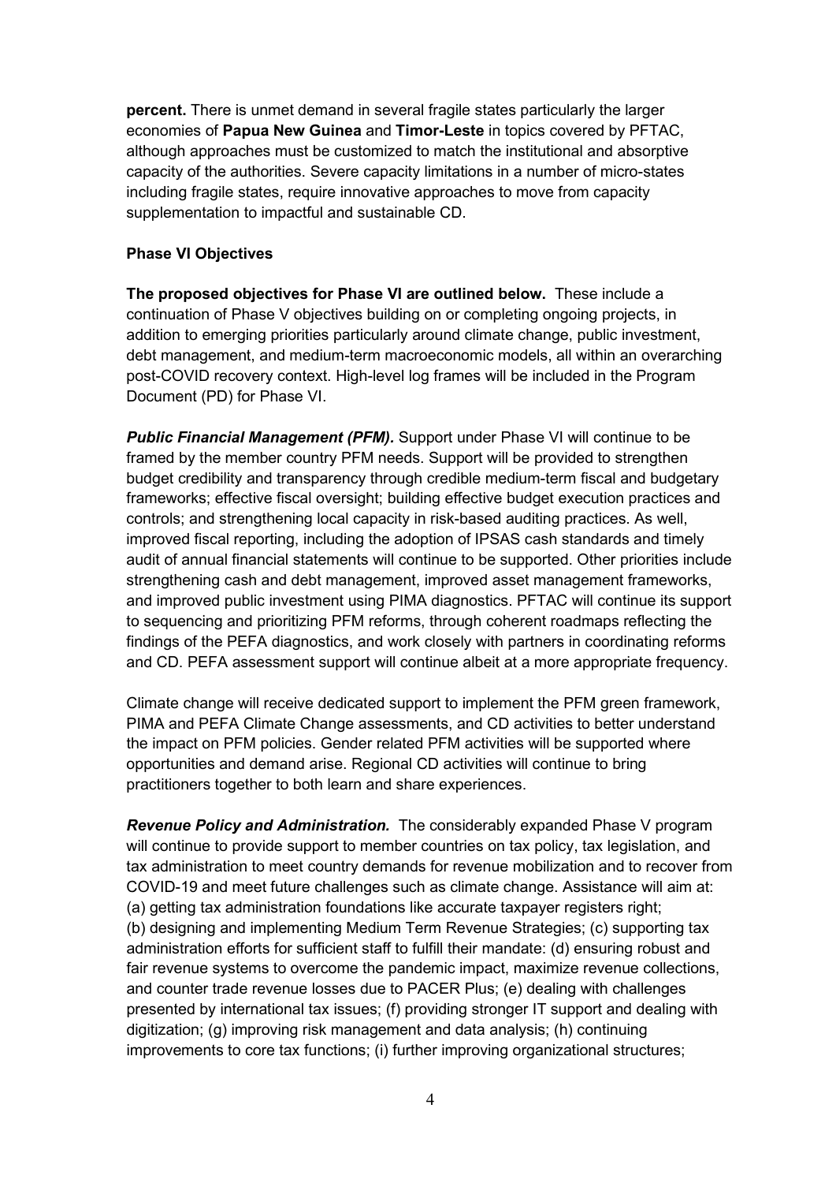**percent.** There is unmet demand in several fragile states particularly the larger economies of **Papua New Guinea** and **Timor-Leste** in topics covered by PFTAC, although approaches must be customized to match the institutional and absorptive capacity of the authorities. Severe capacity limitations in a number of micro-states including fragile states, require innovative approaches to move from capacity supplementation to impactful and sustainable CD.

**Phase VI Objectives**

**The proposed objectives for Phase VI are outlined below.** These include a continuation of Phase V objectives building on or completing ongoing projects, in addition to emerging priorities particularly around climate change, public investment, debt management, and medium-term macroeconomic models, all within an overarching post-COVID recovery context. High-level log frames will be included in the Program Document (PD) for Phase VI.

***Public Financial Management (PFM).*** Support under Phase VI will continue to be framed by the member country PFM needs. Support will be provided to strengthen budget credibility and transparency through credible medium-term fiscal and budgetary frameworks; effective fiscal oversight; building effective budget execution practices and controls; and strengthening local capacity in risk-based auditing practices. As well, improved fiscal reporting, including the adoption of IPSAS cash standards and timely audit of annual financial statements will continue to be supported. Other priorities include strengthening cash and debt management, improved asset management frameworks, and improved public investment using PIMA diagnostics. PFTAC will continue its support to sequencing and prioritizing PFM reforms, through coherent roadmaps reflecting the findings of the PEFA diagnostics, and work closely with partners in coordinating reforms and CD. PEFA assessment support will continue albeit at a more appropriate frequency.

Climate change will receive dedicated support to implement the PFM green framework, PIMA and PEFA Climate Change assessments, and CD activities to better understand the impact on PFM policies. Gender related PFM activities will be supported where opportunities and demand arise. Regional CD activities will continue to bring practitioners together to both learn and share experiences.

***Revenue Policy and Administration.*** The considerably expanded Phase V program will continue to provide support to member countries on tax policy, tax legislation, and tax administration to meet country demands for revenue mobilization and to recover from COVID-19 and meet future challenges such as climate change. Assistance will aim at: (a) getting tax administration foundations like accurate taxpayer registers right; (b) designing and implementing Medium Term Revenue Strategies; (c) supporting tax administration efforts for sufficient staff to fulfill their mandate: (d) ensuring robust and fair revenue systems to overcome the pandemic impact, maximize revenue collections, and counter trade revenue losses due to PACER Plus; (e) dealing with challenges presented by international tax issues; (f) providing stronger IT support and dealing with digitization; (g) improving risk management and data analysis; (h) continuing improvements to core tax functions; (i) further improving organizational structures;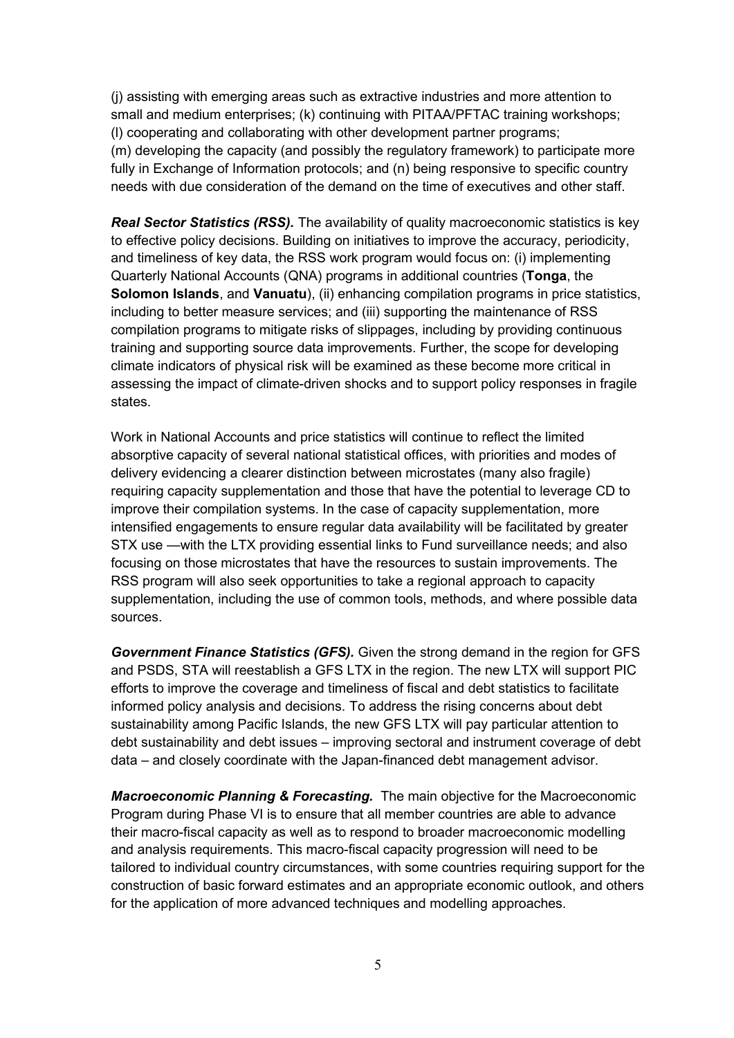(j) assisting with emerging areas such as extractive industries and more attention to small and medium enterprises; (k) continuing with PITAA/PFTAC training workshops; (l) cooperating and collaborating with other development partner programs; (m) developing the capacity (and possibly the regulatory framework) to participate more fully in Exchange of Information protocols; and (n) being responsive to specific country needs with due consideration of the demand on the time of executives and other staff.

***Real Sector Statistics (RSS).*** The availability of quality macroeconomic statistics is key to effective policy decisions. Building on initiatives to improve the accuracy, periodicity, and timeliness of key data, the RSS work program would focus on: (i) implementing Quarterly National Accounts (QNA) programs in additional countries (**Tonga**, the **Solomon Islands**, and **Vanuatu**), (ii) enhancing compilation programs in price statistics, including to better measure services; and (iii) supporting the maintenance of RSS compilation programs to mitigate risks of slippages, including by providing continuous training and supporting source data improvements. Further, the scope for developing climate indicators of physical risk will be examined as these become more critical in assessing the impact of climate-driven shocks and to support policy responses in fragile states.

Work in National Accounts and price statistics will continue to reflect the limited absorptive capacity of several national statistical offices, with priorities and modes of delivery evidencing a clearer distinction between microstates (many also fragile) requiring capacity supplementation and those that have the potential to leverage CD to improve their compilation systems. In the case of capacity supplementation, more intensified engagements to ensure regular data availability will be facilitated by greater STX use —with the LTX providing essential links to Fund surveillance needs; and also focusing on those microstates that have the resources to sustain improvements. The RSS program will also seek opportunities to take a regional approach to capacity supplementation, including the use of common tools, methods, and where possible data sources.

***Government Finance Statistics (GFS).*** Given the strong demand in the region for GFS and PSDS, STA will reestablish a GFS LTX in the region. The new LTX will support PIC efforts to improve the coverage and timeliness of fiscal and debt statistics to facilitate informed policy analysis and decisions. To address the rising concerns about debt sustainability among Pacific Islands, the new GFS LTX will pay particular attention to debt sustainability and debt issues – improving sectoral and instrument coverage of debt data – and closely coordinate with the Japan-financed debt management advisor.

***Macroeconomic Planning & Forecasting.*** The main objective for the Macroeconomic Program during Phase VI is to ensure that all member countries are able to advance their macro-fiscal capacity as well as to respond to broader macroeconomic modelling and analysis requirements. This macro-fiscal capacity progression will need to be tailored to individual country circumstances, with some countries requiring support for the construction of basic forward estimates and an appropriate economic outlook, and others for the application of more advanced techniques and modelling approaches.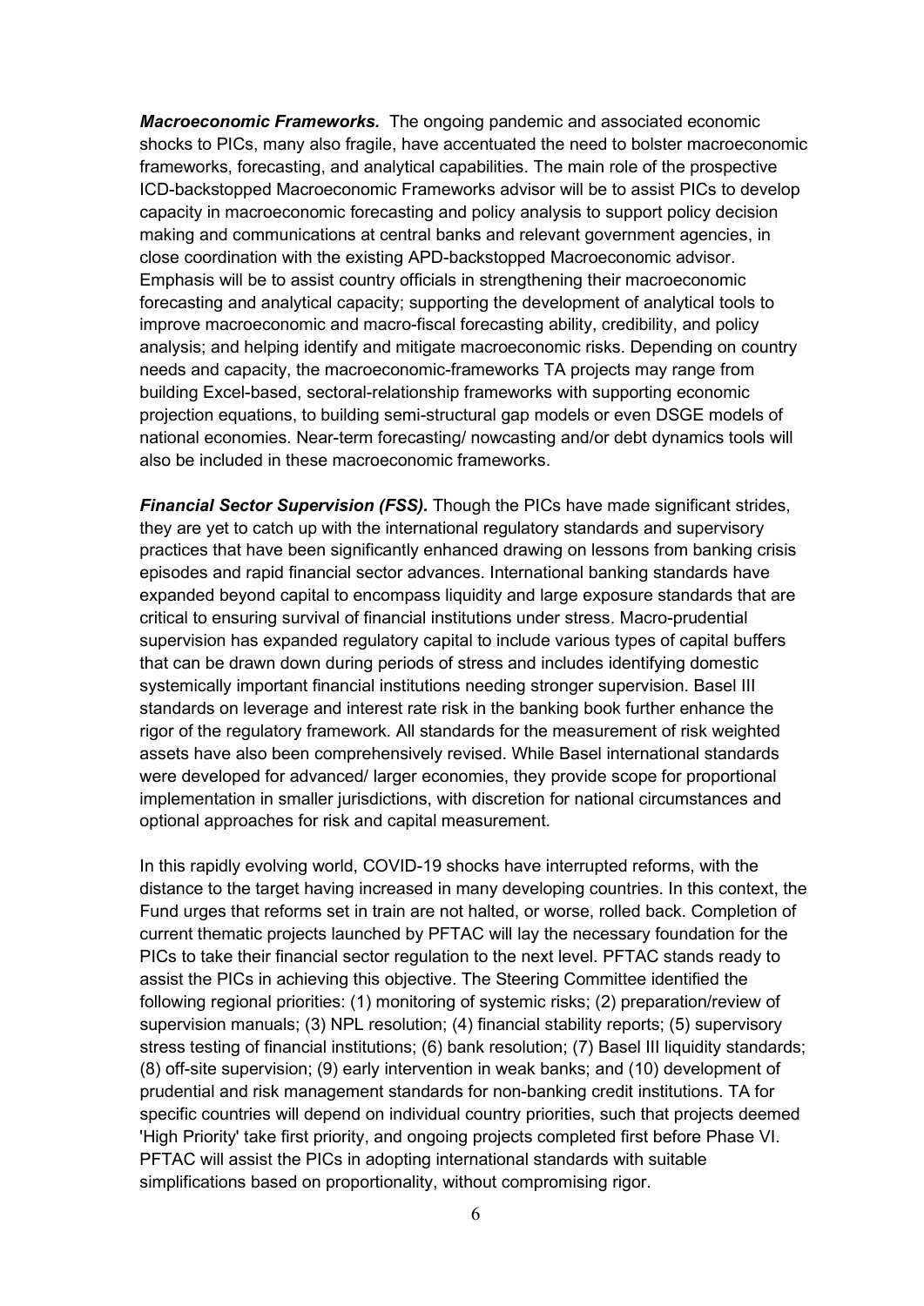***Macroeconomic Frameworks.*** The ongoing pandemic and associated economic shocks to PICs, many also fragile, have accentuated the need to bolster macroeconomic frameworks, forecasting, and analytical capabilities. The main role of the prospective ICD-backstopped Macroeconomic Frameworks advisor will be to assist PICs to develop capacity in macroeconomic forecasting and policy analysis to support policy decision making and communications at central banks and relevant government agencies, in close coordination with the existing APD-backstopped Macroeconomic advisor. Emphasis will be to assist country officials in strengthening their macroeconomic forecasting and analytical capacity; supporting the development of analytical tools to improve macroeconomic and macro-fiscal forecasting ability, credibility, and policy analysis; and helping identify and mitigate macroeconomic risks. Depending on country needs and capacity, the macroeconomic-frameworks TA projects may range from building Excel-based, sectoral-relationship frameworks with supporting economic projection equations, to building semi-structural gap models or even DSGE models of national economies. Near-term forecasting/ nowcasting and/or debt dynamics tools will also be included in these macroeconomic frameworks.

***Financial Sector Supervision (FSS).*** Though the PICs have made significant strides, they are yet to catch up with the international regulatory standards and supervisory practices that have been significantly enhanced drawing on lessons from banking crisis episodes and rapid financial sector advances. International banking standards have expanded beyond capital to encompass liquidity and large exposure standards that are critical to ensuring survival of financial institutions under stress. Macro-prudential supervision has expanded regulatory capital to include various types of capital buffers that can be drawn down during periods of stress and includes identifying domestic systemically important financial institutions needing stronger supervision. Basel III standards on leverage and interest rate risk in the banking book further enhance the rigor of the regulatory framework. All standards for the measurement of risk weighted assets have also been comprehensively revised. While Basel international standards were developed for advanced/ larger economies, they provide scope for proportional implementation in smaller jurisdictions, with discretion for national circumstances and optional approaches for risk and capital measurement.

In this rapidly evolving world, COVID-19 shocks have interrupted reforms, with the distance to the target having increased in many developing countries. In this context, the Fund urges that reforms set in train are not halted, or worse, rolled back. Completion of current thematic projects launched by PFTAC will lay the necessary foundation for the PICs to take their financial sector regulation to the next level. PFTAC stands ready to assist the PICs in achieving this objective. The Steering Committee identified the following regional priorities: (1) monitoring of systemic risks; (2) preparation/review of supervision manuals; (3) NPL resolution; (4) financial stability reports; (5) supervisory stress testing of financial institutions; (6) bank resolution; (7) Basel III liquidity standards; (8) off-site supervision; (9) early intervention in weak banks; and (10) development of prudential and risk management standards for non-banking credit institutions. TA for specific countries will depend on individual country priorities, such that projects deemed 'High Priority' take first priority, and ongoing projects completed first before Phase VI. PFTAC will assist the PICs in adopting international standards with suitable simplifications based on proportionality, without compromising rigor.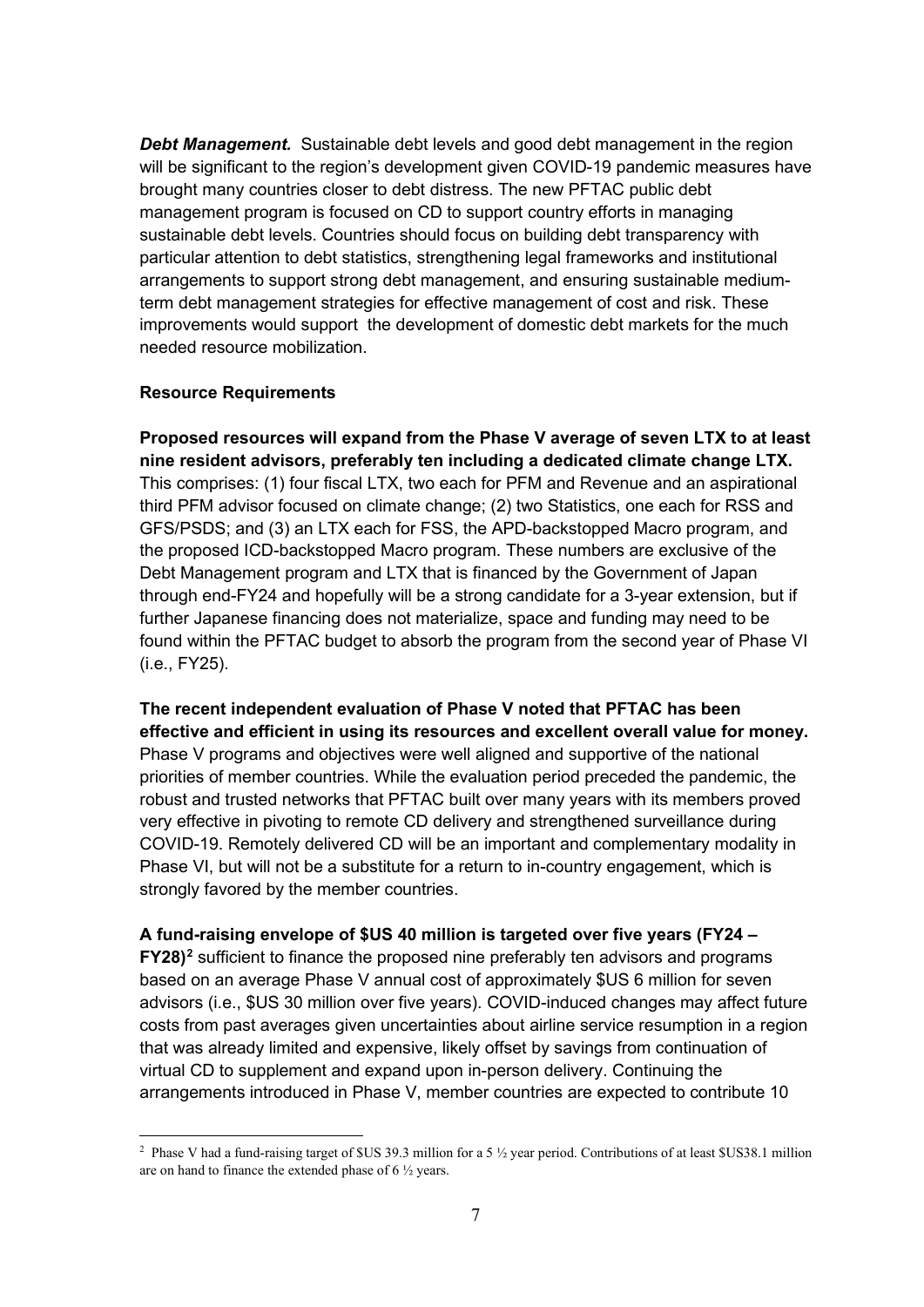***Debt Management.*** Sustainable debt levels and good debt management in the region will be significant to the region's development given COVID-19 pandemic measures have brought many countries closer to debt distress. The new PFTAC public debt management program is focused on CD to support country efforts in managing sustainable debt levels. Countries should focus on building debt transparency with particular attention to debt statistics, strengthening legal frameworks and institutional arrangements to support strong debt management, and ensuring sustainable medium-term debt management strategies for effective management of cost and risk. These improvements would support the development of domestic debt markets for the much needed resource mobilization.

**Resource Requirements**

**Proposed resources will expand from the Phase V average of seven LTX to at least nine resident advisors, preferably ten including a dedicated climate change LTX.** This comprises: (1) four fiscal LTX, two each for PFM and Revenue and an aspirational third PFM advisor focused on climate change; (2) two Statistics, one each for RSS and GFS/PSDS; and (3) an LTX each for FSS, the APD-backstopped Macro program, and the proposed ICD-backstopped Macro program. These numbers are exclusive of the Debt Management program and LTX that is financed by the Government of Japan through end-FY24 and hopefully will be a strong candidate for a 3-year extension, but if further Japanese financing does not materialize, space and funding may need to be found within the PFTAC budget to absorb the program from the second year of Phase VI (i.e., FY25).

**The recent independent evaluation of Phase V noted that PFTAC has been effective and efficient in using its resources and excellent overall value for money.** Phase V programs and objectives were well aligned and supportive of the national priorities of member countries. While the evaluation period preceded the pandemic, the robust and trusted networks that PFTAC built over many years with its members proved very effective in pivoting to remote CD delivery and strengthened surveillance during COVID-19. Remotely delivered CD will be an important and complementary modality in Phase VI, but will not be a substitute for a return to in-country engagement, which is strongly favored by the member countries.

**A fund-raising envelope of $US 40 million is targeted over five years (FY24 – FY28)[2]** sufficient to finance the proposed nine preferably ten advisors and programs based on an average Phase V annual cost of approximately $US 6 million for seven advisors (i.e., $US 30 million over five years). COVID-induced changes may affect future costs from past averages given uncertainties about airline service resumption in a region that was already limited and expensive, likely offset by savings from continuation of virtual CD to supplement and expand upon in-person delivery. Continuing the arrangements introduced in Phase V, member countries are expected to contribute 10

[2] Phase V had a fund-raising target of $US 39.3 million for a 5 ½ year period. Contributions of at least $US38.1 million are on hand to finance the extended phase of 6 ½ years.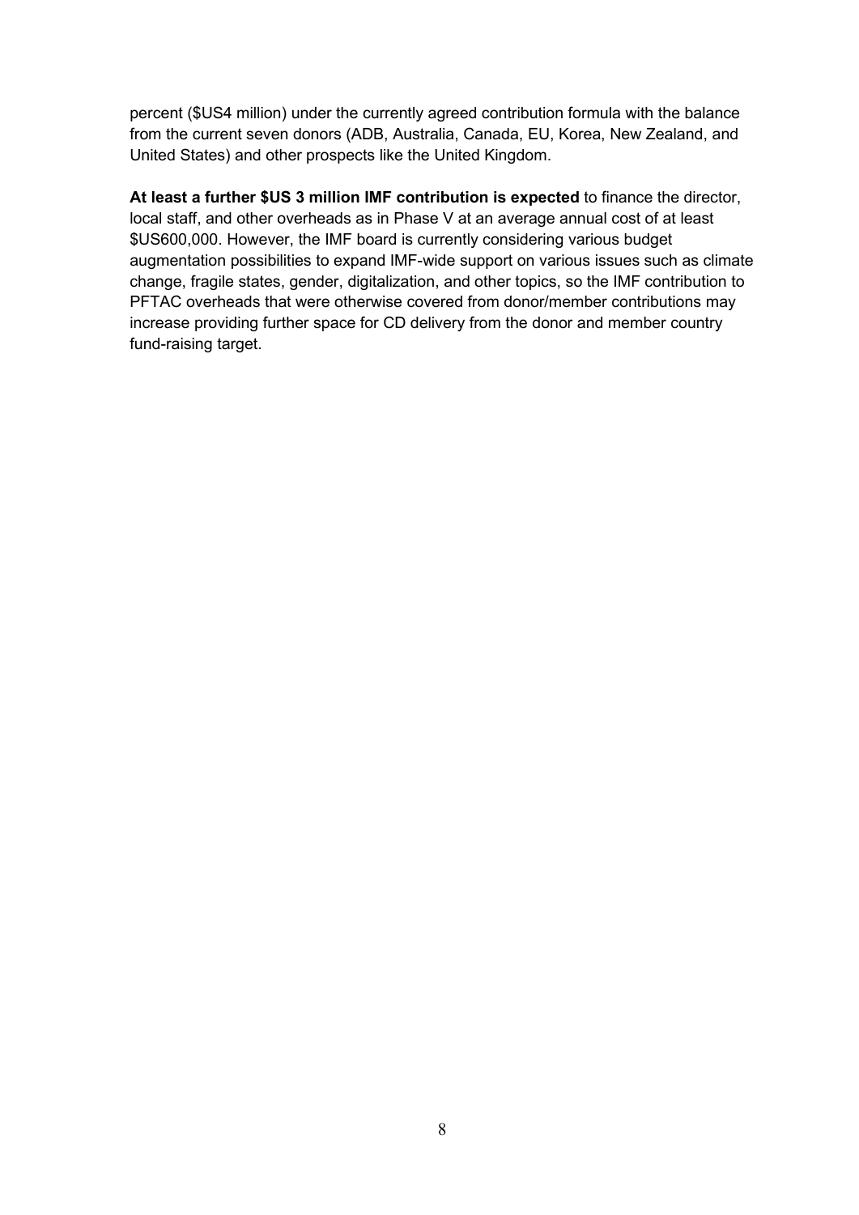percent ($US4 million) under the currently agreed contribution formula with the balance from the current seven donors (ADB, Australia, Canada, EU, Korea, New Zealand, and United States) and other prospects like the United Kingdom.

**At least a further $US 3 million IMF contribution is expected** to finance the director, local staff, and other overheads as in Phase V at an average annual cost of at least $US600,000. However, the IMF board is currently considering various budget augmentation possibilities to expand IMF-wide support on various issues such as climate change, fragile states, gender, digitalization, and other topics, so the IMF contribution to PFTAC overheads that were otherwise covered from donor/member contributions may increase providing further space for CD delivery from the donor and member country fund-raising target.